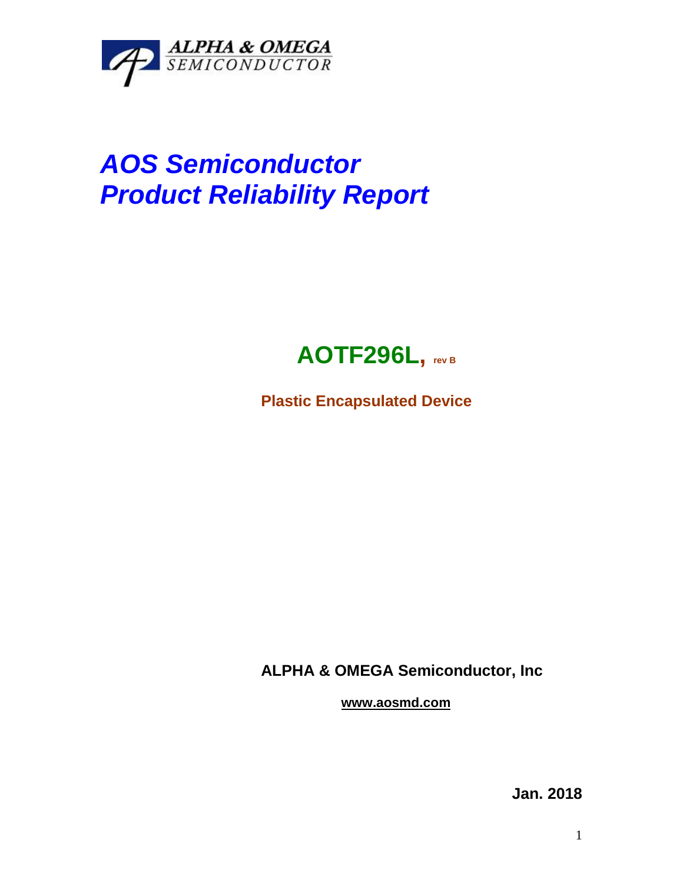ALPHA & OMEGA
SEMICONDUCTOR

# *AOS Semiconductor*
# *Product Reliability Report*

## AOTF296L, rev B

**Plastic Encapsulated Device**

**ALPHA & OMEGA Semiconductor, Inc**

**www.aosmd.com**

**Jan. 2018**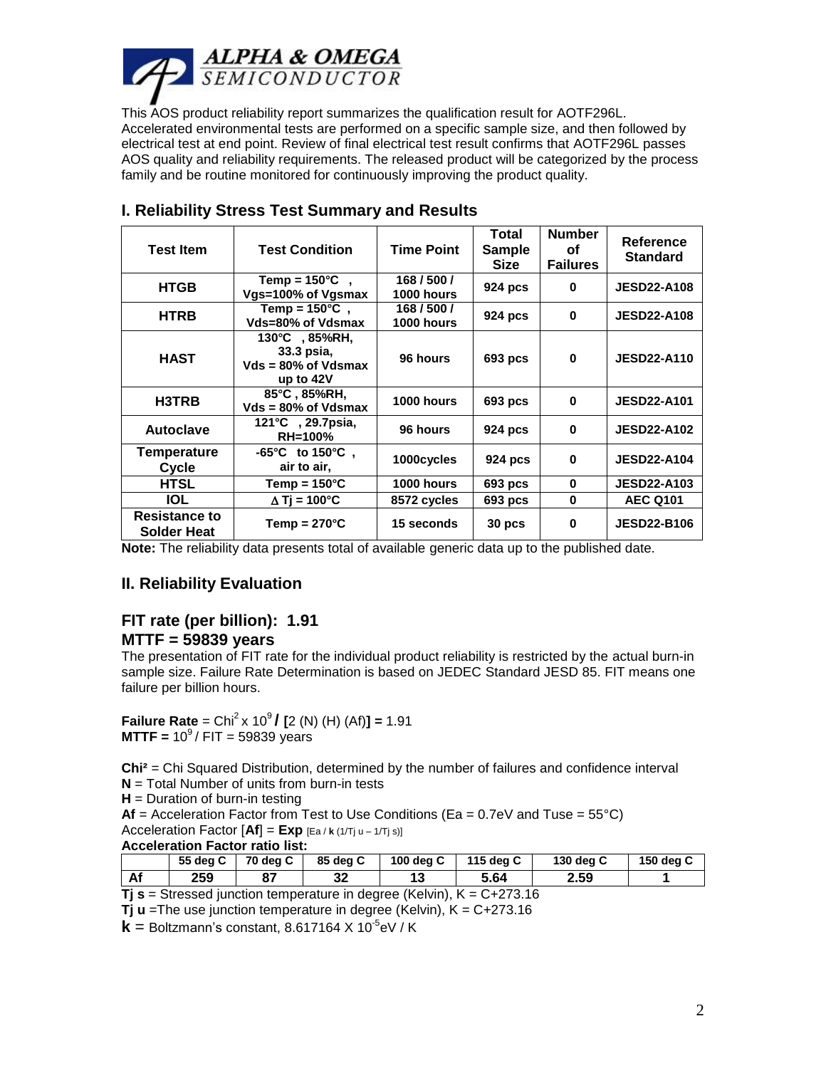This AOS product reliability report summarizes the qualification result for AOTF296L. Accelerated environmental tests are performed on a specific sample size, and then followed by electrical test at end point. Review of final electrical test result confirms that AOTF296L passes AOS quality and reliability requirements. The released product will be categorized by the process family and be routine monitored for continuously improving the product quality.

## I. Reliability Stress Test Summary and Results

| Test Item | Test Condition | Time Point | Total Sample Size | Number of Failures | Reference Standard |
|---|---|---|---|---|---|
| HTGB | Temp = 150°C , Vgs=100% of Vgsmax | 168 / 500 / 1000 hours | 924 pcs | 0 | JESD22-A108 |
| HTRB | Temp = 150°C , Vds=80% of Vdsmax | 168 / 500 / 1000 hours | 924 pcs | 0 | JESD22-A108 |
| HAST | 130°C , 85%RH, 33.3 psia, Vds = 80% of Vdsmax up to 42V | 96 hours | 693 pcs | 0 | JESD22-A110 |
| H3TRB | 85°C , 85%RH, Vds = 80% of Vdsmax | 1000 hours | 693 pcs | 0 | JESD22-A101 |
| Autoclave | 121°C , 29.7psia, RH=100% | 96 hours | 924 pcs | 0 | JESD22-A102 |
| Temperature Cycle | -65°C to 150°C , air to air, | 1000cycles | 924 pcs | 0 | JESD22-A104 |
| HTSL | Temp = 150°C | 1000 hours | 693 pcs | 0 | JESD22-A103 |
| IOL | $\Delta$ Tj = 100°C | 8572 cycles | 693 pcs | 0 | AEC Q101 |
| Resistance to Solder Heat | Temp = 270°C | 15 seconds | 30 pcs | 0 | JESD22-B106 |

**Note:** The reliability data presents total of available generic data up to the published date.

## II. Reliability Evaluation

### FIT rate (per billion): 1.91

### MTTF = 59839 years

The presentation of FIT rate for the individual product reliability is restricted by the actual burn-in sample size. Failure Rate Determination is based on JEDEC Standard JESD 85. FIT means one failure per billion hours.

**Failure Rate** = $Chi^2 \times 10^9$ **/ [**2 (N) (H) (Af)**] =** 1.91

**MTTF =** $10^9$ / FIT = 59839 years

**Chi²** = Chi Squared Distribution, determined by the number of failures and confidence interval

**N** = Total Number of units from burn-in tests

**H** = Duration of burn-in testing

**Af** = Acceleration Factor from Test to Use Conditions (Ea = 0.7eV and Tuse = 55°C)

Acceleration Factor [**Af**] = **Exp** [Ea / **k** (1/Tj u – 1/Tj s)]

**Acceleration Factor ratio list:**

| | 55 deg C | 70 deg C | 85 deg C | 100 deg C | 115 deg C | 130 deg C | 150 deg C |
|---|---|---|---|---|---|---|---|
| Af | 259 | 87 | 32 | 13 | 5.64 | 2.59 | 1 |

**Tj s** = Stressed junction temperature in degree (Kelvin), K = C+273.16

**Tj u** =The use junction temperature in degree (Kelvin), K = C+273.16

**k** = Boltzmann's constant, 8.617164 X $10^{-5}$eV / K